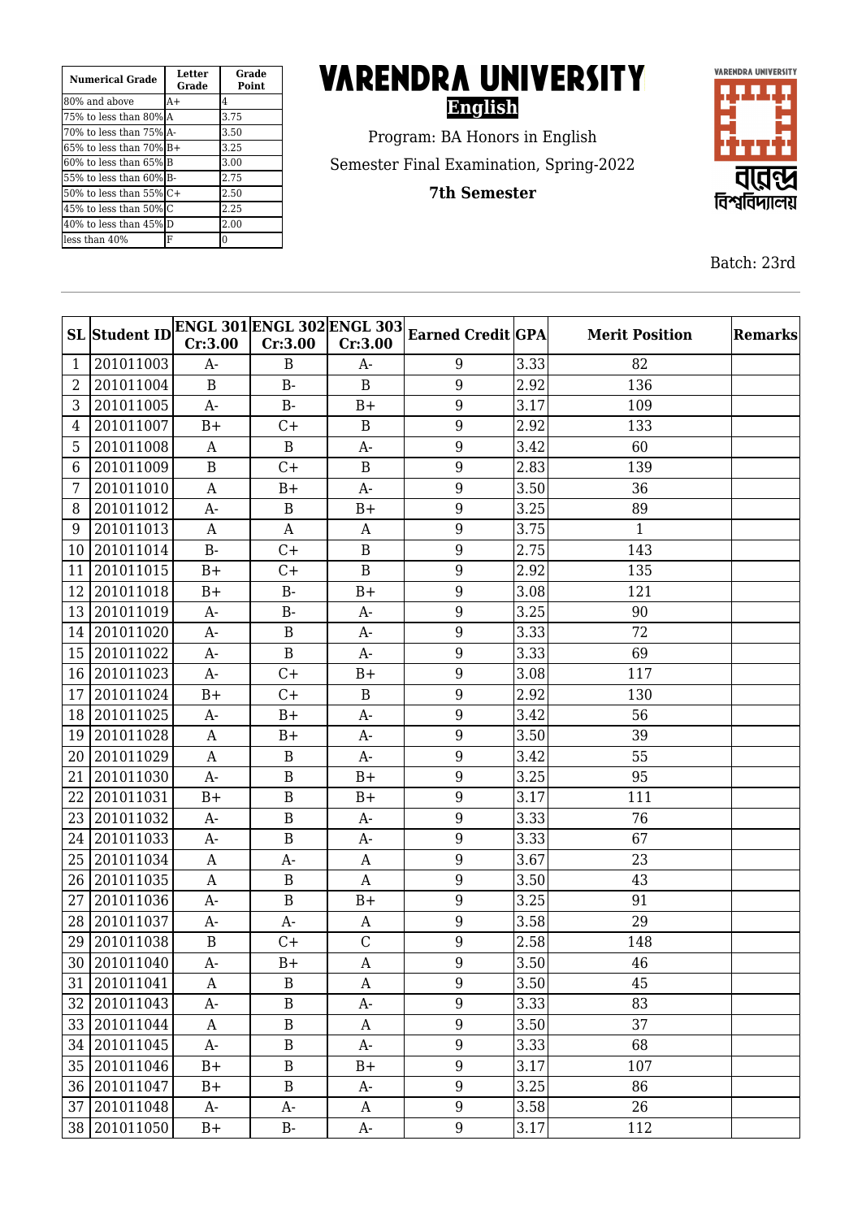| Numerical Grade | Letter Grade | Grade Point |
|---|---|---|
| 80% and above | A+ | 4 |
| 75% to less than 80% | A | 3.75 |
| 70% to less than 75% | A- | 3.50 |
| 65% to less than 70% | B+ | 3.25 |
| 60% to less than 65% | B | 3.00 |
| 55% to less than 60% | B- | 2.75 |
| 50% to less than 55% | C+ | 2.50 |
| 45% to less than 50% | C | 2.25 |
| 40% to less than 45% | D | 2.00 |
| less than 40% | F | 0 |

# VARENDRA UNIVERSITY

**English**

Program: BA Honors in English

Semester Final Examination, Spring-2022

**7th Semester**

VARENDRA UNIVERSITY

বারেন্দ্র বিশ্ববিদ্যালয়

Batch: 23rd

| SL | Student ID | ENGL 301 Cr:3.00 | ENGL 302 Cr:3.00 | ENGL 303 Cr:3.00 | Earned Credit | GPA | Merit Position | Remarks |
|---|---|---|---|---|---|---|---|---|
| 1 | 201011003 | A- | B | A- | 9 | 3.33 | 82 | |
| 2 | 201011004 | B | B- | B | 9 | 2.92 | 136 | |
| 3 | 201011005 | A- | B- | B+ | 9 | 3.17 | 109 | |
| 4 | 201011007 | B+ | C+ | B | 9 | 2.92 | 133 | |
| 5 | 201011008 | A | B | A- | 9 | 3.42 | 60 | |
| 6 | 201011009 | B | C+ | B | 9 | 2.83 | 139 | |
| 7 | 201011010 | A | B+ | A- | 9 | 3.50 | 36 | |
| 8 | 201011012 | A- | B | B+ | 9 | 3.25 | 89 | |
| 9 | 201011013 | A | A | A | 9 | 3.75 | 1 | |
| 10 | 201011014 | B- | C+ | B | 9 | 2.75 | 143 | |
| 11 | 201011015 | B+ | C+ | B | 9 | 2.92 | 135 | |
| 12 | 201011018 | B+ | B- | B+ | 9 | 3.08 | 121 | |
| 13 | 201011019 | A- | B- | A- | 9 | 3.25 | 90 | |
| 14 | 201011020 | A- | B | A- | 9 | 3.33 | 72 | |
| 15 | 201011022 | A- | B | A- | 9 | 3.33 | 69 | |
| 16 | 201011023 | A- | C+ | B+ | 9 | 3.08 | 117 | |
| 17 | 201011024 | B+ | C+ | B | 9 | 2.92 | 130 | |
| 18 | 201011025 | A- | B+ | A- | 9 | 3.42 | 56 | |
| 19 | 201011028 | A | B+ | A- | 9 | 3.50 | 39 | |
| 20 | 201011029 | A | B | A- | 9 | 3.42 | 55 | |
| 21 | 201011030 | A- | B | B+ | 9 | 3.25 | 95 | |
| 22 | 201011031 | B+ | B | B+ | 9 | 3.17 | 111 | |
| 23 | 201011032 | A- | B | A- | 9 | 3.33 | 76 | |
| 24 | 201011033 | A- | B | A- | 9 | 3.33 | 67 | |
| 25 | 201011034 | A | A- | A | 9 | 3.67 | 23 | |
| 26 | 201011035 | A | B | A | 9 | 3.50 | 43 | |
| 27 | 201011036 | A- | B | B+ | 9 | 3.25 | 91 | |
| 28 | 201011037 | A- | A- | A | 9 | 3.58 | 29 | |
| 29 | 201011038 | B | C+ | C | 9 | 2.58 | 148 | |
| 30 | 201011040 | A- | B+ | A | 9 | 3.50 | 46 | |
| 31 | 201011041 | A | B | A | 9 | 3.50 | 45 | |
| 32 | 201011043 | A- | B | A- | 9 | 3.33 | 83 | |
| 33 | 201011044 | A | B | A | 9 | 3.50 | 37 | |
| 34 | 201011045 | A- | B | A- | 9 | 3.33 | 68 | |
| 35 | 201011046 | B+ | B | B+ | 9 | 3.17 | 107 | |
| 36 | 201011047 | B+ | B | A- | 9 | 3.25 | 86 | |
| 37 | 201011048 | A- | A- | A | 9 | 3.58 | 26 | |
| 38 | 201011050 | B+ | B- | A- | 9 | 3.17 | 112 | |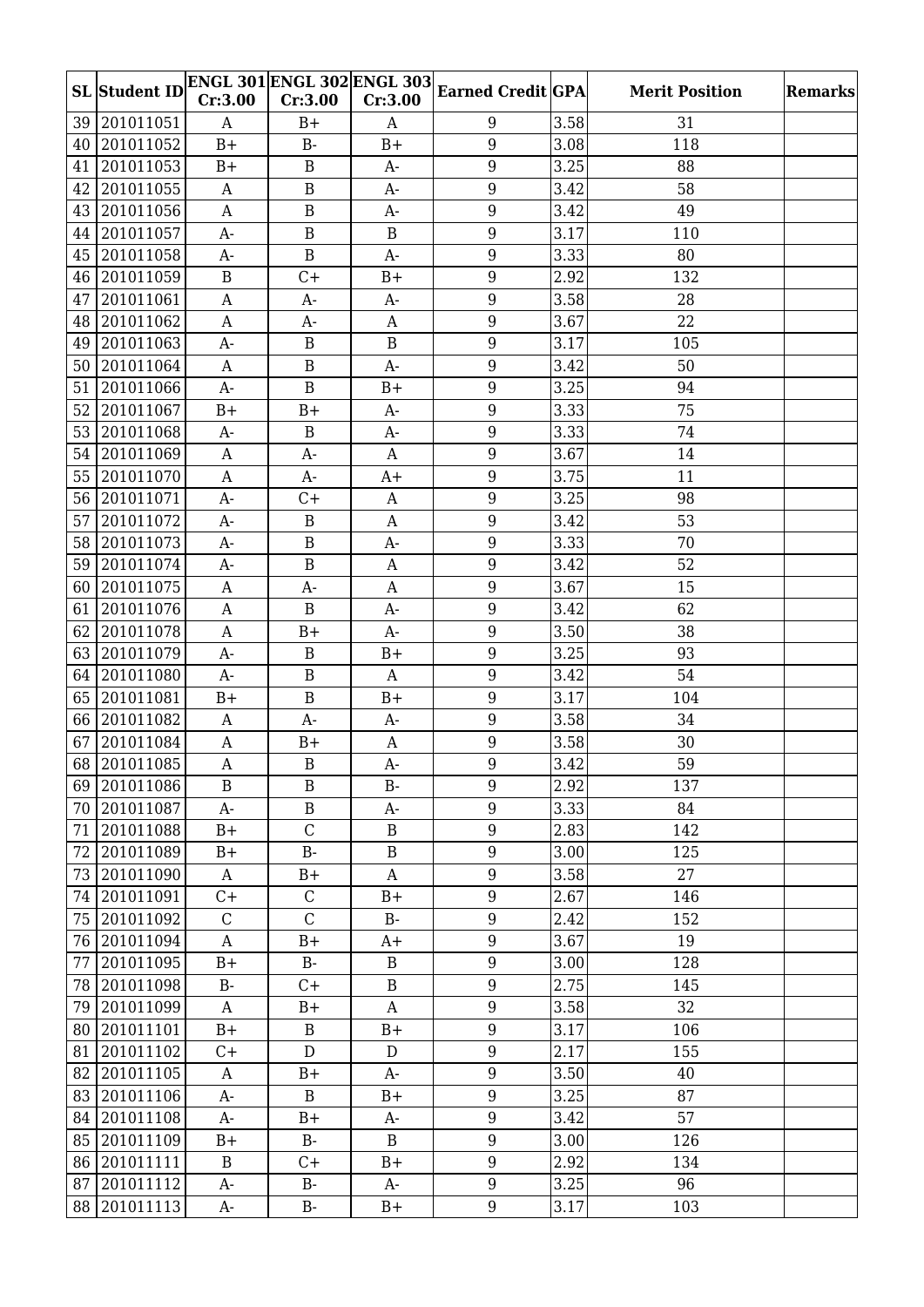| SL | Student ID | ENGL 301 Cr:3.00 | ENGL 302 Cr:3.00 | ENGL 303 Cr:3.00 | Earned Credit | GPA | Merit Position | Remarks |
|---|---|---|---|---|---|---|---|---|
| 39 | 201011051 | A | B+ | A | 9 | 3.58 | 31 | |
| 40 | 201011052 | B+ | B- | B+ | 9 | 3.08 | 118 | |
| 41 | 201011053 | B+ | B | A- | 9 | 3.25 | 88 | |
| 42 | 201011055 | A | B | A- | 9 | 3.42 | 58 | |
| 43 | 201011056 | A | B | A- | 9 | 3.42 | 49 | |
| 44 | 201011057 | A- | B | B | 9 | 3.17 | 110 | |
| 45 | 201011058 | A- | B | A- | 9 | 3.33 | 80 | |
| 46 | 201011059 | B | C+ | B+ | 9 | 2.92 | 132 | |
| 47 | 201011061 | A | A- | A- | 9 | 3.58 | 28 | |
| 48 | 201011062 | A | A- | A | 9 | 3.67 | 22 | |
| 49 | 201011063 | A- | B | B | 9 | 3.17 | 105 | |
| 50 | 201011064 | A | B | A- | 9 | 3.42 | 50 | |
| 51 | 201011066 | A- | B | B+ | 9 | 3.25 | 94 | |
| 52 | 201011067 | B+ | B+ | A- | 9 | 3.33 | 75 | |
| 53 | 201011068 | A- | B | A- | 9 | 3.33 | 74 | |
| 54 | 201011069 | A | A- | A | 9 | 3.67 | 14 | |
| 55 | 201011070 | A | A- | A+ | 9 | 3.75 | 11 | |
| 56 | 201011071 | A- | C+ | A | 9 | 3.25 | 98 | |
| 57 | 201011072 | A- | B | A | 9 | 3.42 | 53 | |
| 58 | 201011073 | A- | B | A- | 9 | 3.33 | 70 | |
| 59 | 201011074 | A- | B | A | 9 | 3.42 | 52 | |
| 60 | 201011075 | A | A- | A | 9 | 3.67 | 15 | |
| 61 | 201011076 | A | B | A- | 9 | 3.42 | 62 | |
| 62 | 201011078 | A | B+ | A- | 9 | 3.50 | 38 | |
| 63 | 201011079 | A- | B | B+ | 9 | 3.25 | 93 | |
| 64 | 201011080 | A- | B | A | 9 | 3.42 | 54 | |
| 65 | 201011081 | B+ | B | B+ | 9 | 3.17 | 104 | |
| 66 | 201011082 | A | A- | A- | 9 | 3.58 | 34 | |
| 67 | 201011084 | A | B+ | A | 9 | 3.58 | 30 | |
| 68 | 201011085 | A | B | A- | 9 | 3.42 | 59 | |
| 69 | 201011086 | B | B | B- | 9 | 2.92 | 137 | |
| 70 | 201011087 | A- | B | A- | 9 | 3.33 | 84 | |
| 71 | 201011088 | B+ | C | B | 9 | 2.83 | 142 | |
| 72 | 201011089 | B+ | B- | B | 9 | 3.00 | 125 | |
| 73 | 201011090 | A | B+ | A | 9 | 3.58 | 27 | |
| 74 | 201011091 | C+ | C | B+ | 9 | 2.67 | 146 | |
| 75 | 201011092 | C | C | B- | 9 | 2.42 | 152 | |
| 76 | 201011094 | A | B+ | A+ | 9 | 3.67 | 19 | |
| 77 | 201011095 | B+ | B- | B | 9 | 3.00 | 128 | |
| 78 | 201011098 | B- | C+ | B | 9 | 2.75 | 145 | |
| 79 | 201011099 | A | B+ | A | 9 | 3.58 | 32 | |
| 80 | 201011101 | B+ | B | B+ | 9 | 3.17 | 106 | |
| 81 | 201011102 | C+ | D | D | 9 | 2.17 | 155 | |
| 82 | 201011105 | A | B+ | A- | 9 | 3.50 | 40 | |
| 83 | 201011106 | A- | B | B+ | 9 | 3.25 | 87 | |
| 84 | 201011108 | A- | B+ | A- | 9 | 3.42 | 57 | |
| 85 | 201011109 | B+ | B- | B | 9 | 3.00 | 126 | |
| 86 | 201011111 | B | C+ | B+ | 9 | 2.92 | 134 | |
| 87 | 201011112 | A- | B- | A- | 9 | 3.25 | 96 | |
| 88 | 201011113 | A- | B- | B+ | 9 | 3.17 | 103 | |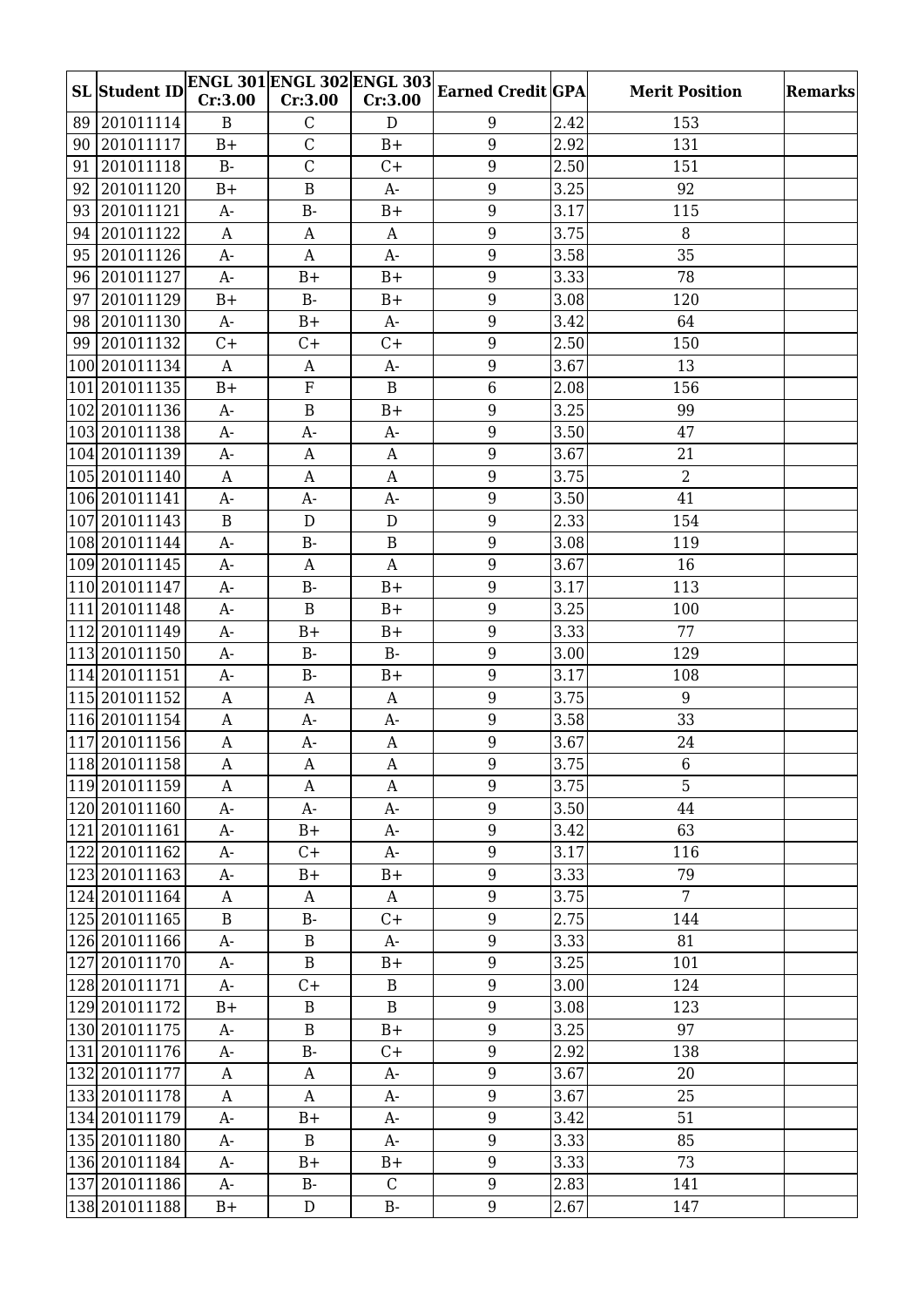| SL | Student ID | ENGL 301 Cr:3.00 | ENGL 302 Cr:3.00 | ENGL 303 Cr:3.00 | Earned Credit | GPA | Merit Position | Remarks |
|---|---|---|---|---|---|---|---|---|
| 89 | 201011114 | B | C | D | 9 | 2.42 | 153 | |
| 90 | 201011117 | B+ | C | B+ | 9 | 2.92 | 131 | |
| 91 | 201011118 | B- | C | C+ | 9 | 2.50 | 151 | |
| 92 | 201011120 | B+ | B | A- | 9 | 3.25 | 92 | |
| 93 | 201011121 | A- | B- | B+ | 9 | 3.17 | 115 | |
| 94 | 201011122 | A | A | A | 9 | 3.75 | 8 | |
| 95 | 201011126 | A- | A | A- | 9 | 3.58 | 35 | |
| 96 | 201011127 | A- | B+ | B+ | 9 | 3.33 | 78 | |
| 97 | 201011129 | B+ | B- | B+ | 9 | 3.08 | 120 | |
| 98 | 201011130 | A- | B+ | A- | 9 | 3.42 | 64 | |
| 99 | 201011132 | C+ | C+ | C+ | 9 | 2.50 | 150 | |
| 100 | 201011134 | A | A | A- | 9 | 3.67 | 13 | |
| 101 | 201011135 | B+ | F | B | 6 | 2.08 | 156 | |
| 102 | 201011136 | A- | B | B+ | 9 | 3.25 | 99 | |
| 103 | 201011138 | A- | A- | A- | 9 | 3.50 | 47 | |
| 104 | 201011139 | A- | A | A | 9 | 3.67 | 21 | |
| 105 | 201011140 | A | A | A | 9 | 3.75 | 2 | |
| 106 | 201011141 | A- | A- | A- | 9 | 3.50 | 41 | |
| 107 | 201011143 | B | D | D | 9 | 2.33 | 154 | |
| 108 | 201011144 | A- | B- | B | 9 | 3.08 | 119 | |
| 109 | 201011145 | A- | A | A | 9 | 3.67 | 16 | |
| 110 | 201011147 | A- | B- | B+ | 9 | 3.17 | 113 | |
| 111 | 201011148 | A- | B | B+ | 9 | 3.25 | 100 | |
| 112 | 201011149 | A- | B+ | B+ | 9 | 3.33 | 77 | |
| 113 | 201011150 | A- | B- | B- | 9 | 3.00 | 129 | |
| 114 | 201011151 | A- | B- | B+ | 9 | 3.17 | 108 | |
| 115 | 201011152 | A | A | A | 9 | 3.75 | 9 | |
| 116 | 201011154 | A | A- | A- | 9 | 3.58 | 33 | |
| 117 | 201011156 | A | A- | A | 9 | 3.67 | 24 | |
| 118 | 201011158 | A | A | A | 9 | 3.75 | 6 | |
| 119 | 201011159 | A | A | A | 9 | 3.75 | 5 | |
| 120 | 201011160 | A- | A- | A- | 9 | 3.50 | 44 | |
| 121 | 201011161 | A- | B+ | A- | 9 | 3.42 | 63 | |
| 122 | 201011162 | A- | C+ | A- | 9 | 3.17 | 116 | |
| 123 | 201011163 | A- | B+ | B+ | 9 | 3.33 | 79 | |
| 124 | 201011164 | A | A | A | 9 | 3.75 | 7 | |
| 125 | 201011165 | B | B- | C+ | 9 | 2.75 | 144 | |
| 126 | 201011166 | A- | B | A- | 9 | 3.33 | 81 | |
| 127 | 201011170 | A- | B | B+ | 9 | 3.25 | 101 | |
| 128 | 201011171 | A- | C+ | B | 9 | 3.00 | 124 | |
| 129 | 201011172 | B+ | B | B | 9 | 3.08 | 123 | |
| 130 | 201011175 | A- | B | B+ | 9 | 3.25 | 97 | |
| 131 | 201011176 | A- | B- | C+ | 9 | 2.92 | 138 | |
| 132 | 201011177 | A | A | A- | 9 | 3.67 | 20 | |
| 133 | 201011178 | A | A | A- | 9 | 3.67 | 25 | |
| 134 | 201011179 | A- | B+ | A- | 9 | 3.42 | 51 | |
| 135 | 201011180 | A- | B | A- | 9 | 3.33 | 85 | |
| 136 | 201011184 | A- | B+ | B+ | 9 | 3.33 | 73 | |
| 137 | 201011186 | A- | B- | C | 9 | 2.83 | 141 | |
| 138 | 201011188 | B+ | D | B- | 9 | 2.67 | 147 | |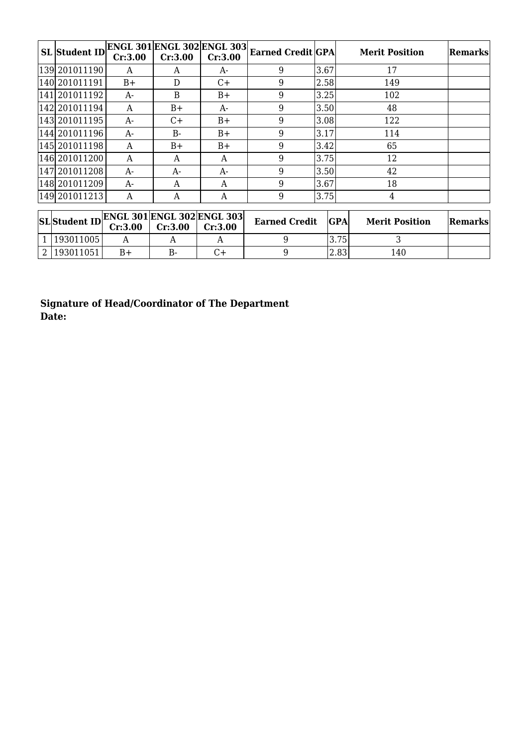| SL | Student ID | ENGL 301 Cr:3.00 | ENGL 302 Cr:3.00 | ENGL 303 Cr:3.00 | Earned Credit | GPA | Merit Position | Remarks |
|---|---|---|---|---|---|---|---|---|
| 139 | 201011190 | A | A | A- | 9 | 3.67 | 17 | |
| 140 | 201011191 | B+ | D | C+ | 9 | 2.58 | 149 | |
| 141 | 201011192 | A- | B | B+ | 9 | 3.25 | 102 | |
| 142 | 201011194 | A | B+ | A- | 9 | 3.50 | 48 | |
| 143 | 201011195 | A- | C+ | B+ | 9 | 3.08 | 122 | |
| 144 | 201011196 | A- | B- | B+ | 9 | 3.17 | 114 | |
| 145 | 201011198 | A | B+ | B+ | 9 | 3.42 | 65 | |
| 146 | 201011200 | A | A | A | 9 | 3.75 | 12 | |
| 147 | 201011208 | A- | A- | A- | 9 | 3.50 | 42 | |
| 148 | 201011209 | A- | A | A | 9 | 3.67 | 18 | |
| 149 | 201011213 | A | A | A | 9 | 3.75 | 4 | |

| SL | Student ID | ENGL 301 Cr:3.00 | ENGL 302 Cr:3.00 | ENGL 303 Cr:3.00 | Earned Credit | GPA | Merit Position | Remarks |
|---|---|---|---|---|---|---|---|---|
| 1 | 193011005 | A | A | A | 9 | 3.75 | 3 | |
| 2 | 193011051 | B+ | B- | C+ | 9 | 2.83 | 140 | |

**Signature of Head/Coordinator of The Department**
**Date:**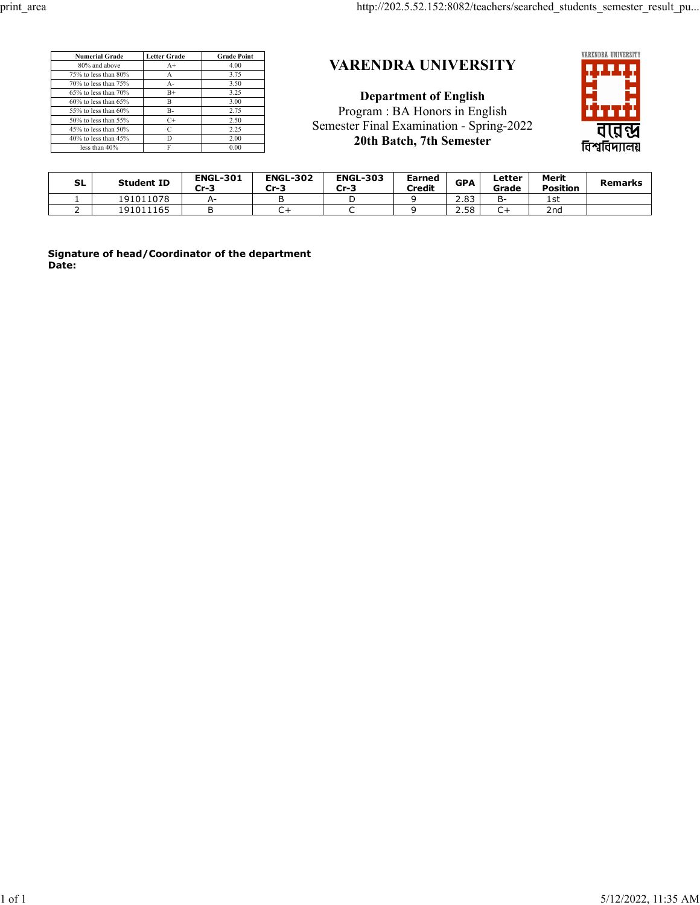| Numerial Grade | Letter Grade | Grade Point |
|---|---|---|
| 80% and above | A+ | 4.00 |
| 75% to less than 80% | A | 3.75 |
| 70% to less than 75% | A- | 3.50 |
| 65% to less than 70% | B+ | 3.25 |
| 60% to less than 65% | B | 3.00 |
| 55% to less than 60% | B- | 2.75 |
| 50% to less than 55% | C+ | 2.50 |
| 45% to less than 50% | C | 2.25 |
| 40% to less than 45% | D | 2.00 |
| less than 40% | F | 0.00 |

# VARENDRA UNIVERSITY

**Department of English**
Program : BA Honors in English
Semester Final Examination - Spring-2022
**20th Batch, 7th Semester**

VARENDRA UNIVERSITY
বরেন্দ্র বিশ্ববিদ্যালয়

| SL | Student ID | ENGL-301 Cr-3 | ENGL-302 Cr-3 | ENGL-303 Cr-3 | Earned Credit | GPA | Letter Grade | Merit Position | Remarks |
|---|---|---|---|---|---|---|---|---|---|
| 1 | 191011078 | A- | B | D | 9 | 2.83 | B- | 1st | |
| 2 | 191011165 | B | C+ | C | 9 | 2.58 | C+ | 2nd | |

**Signature of head/Coordinator of the department**
**Date:**